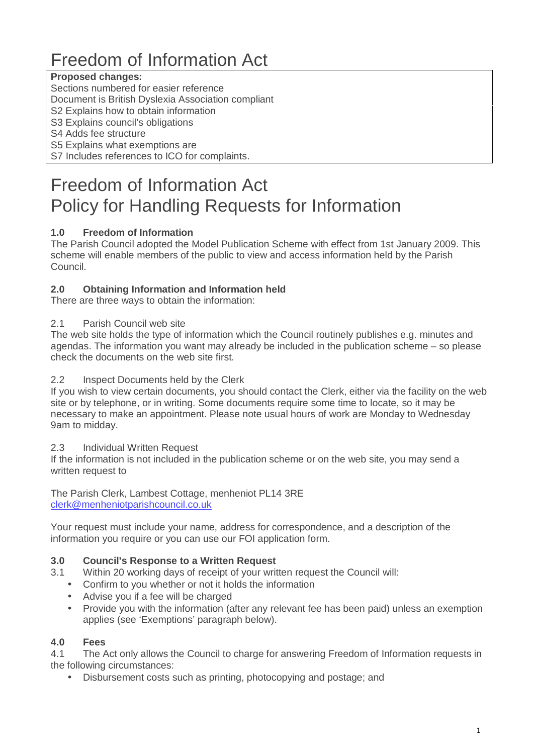# Freedom of Information Act

**Proposed changes:**
Sections numbered for easier reference
Document is British Dyslexia Association compliant
S2 Explains how to obtain information
S3 Explains council's obligations
S4 Adds fee structure
S5 Explains what exemptions are
S7 Includes references to ICO for complaints.

# Freedom of Information Act
# Policy for Handling Requests for Information

### 1.0 Freedom of Information

The Parish Council adopted the Model Publication Scheme with effect from 1st January 2009. This scheme will enable members of the public to view and access information held by the Parish Council.

### 2.0 Obtaining Information and Information held

There are three ways to obtain the information:

2.1 Parish Council web site

The web site holds the type of information which the Council routinely publishes e.g. minutes and agendas. The information you want may already be included in the publication scheme – so please check the documents on the web site first.

2.2 Inspect Documents held by the Clerk

If you wish to view certain documents, you should contact the Clerk, either via the facility on the web site or by telephone, or in writing. Some documents require some time to locate, so it may be necessary to make an appointment. Please note usual hours of work are Monday to Wednesday 9am to midday.

2.3 Individual Written Request

If the information is not included in the publication scheme or on the web site, you may send a written request to

The Parish Clerk, Lambest Cottage, menheniot PL14 3RE
clerk@menheniotparishcouncil.co.uk

Your request must include your name, address for correspondence, and a description of the information you require or you can use our FOI application form.

### 3.0 Council's Response to a Written Request

3.1 Within 20 working days of receipt of your written request the Council will:

- Confirm to you whether or not it holds the information
- Advise you if a fee will be charged
- Provide you with the information (after any relevant fee has been paid) unless an exemption applies (see 'Exemptions' paragraph below).

### 4.0 Fees

4.1 The Act only allows the Council to charge for answering Freedom of Information requests in the following circumstances:

- Disbursement costs such as printing, photocopying and postage; and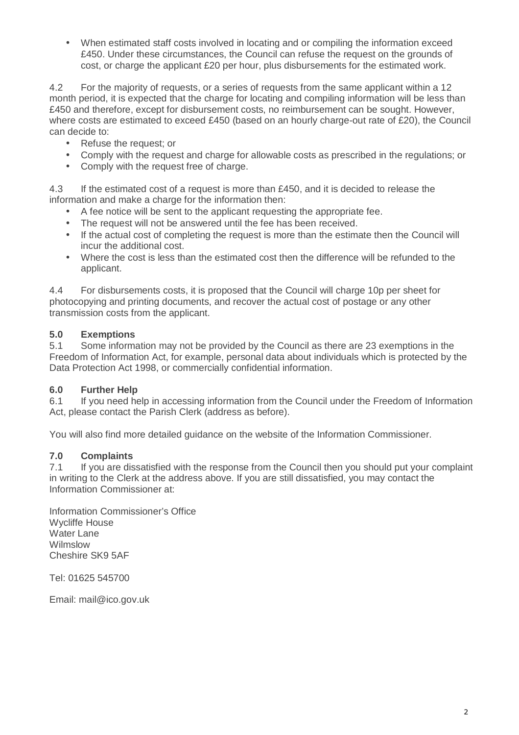- When estimated staff costs involved in locating and or compiling the information exceed £450. Under these circumstances, the Council can refuse the request on the grounds of cost, or charge the applicant £20 per hour, plus disbursements for the estimated work.

4.2 For the majority of requests, or a series of requests from the same applicant within a 12 month period, it is expected that the charge for locating and compiling information will be less than £450 and therefore, except for disbursement costs, no reimbursement can be sought. However, where costs are estimated to exceed £450 (based on an hourly charge-out rate of £20), the Council can decide to:

- Refuse the request; or
- Comply with the request and charge for allowable costs as prescribed in the regulations; or
- Comply with the request free of charge.

4.3 If the estimated cost of a request is more than £450, and it is decided to release the information and make a charge for the information then:

- A fee notice will be sent to the applicant requesting the appropriate fee.
- The request will not be answered until the fee has been received.
- If the actual cost of completing the request is more than the estimate then the Council will incur the additional cost.
- Where the cost is less than the estimated cost then the difference will be refunded to the applicant.

4.4 For disbursements costs, it is proposed that the Council will charge 10p per sheet for photocopying and printing documents, and recover the actual cost of postage or any other transmission costs from the applicant.

**5.0 Exemptions**

5.1 Some information may not be provided by the Council as there are 23 exemptions in the Freedom of Information Act, for example, personal data about individuals which is protected by the Data Protection Act 1998, or commercially confidential information.

**6.0 Further Help**

6.1 If you need help in accessing information from the Council under the Freedom of Information Act, please contact the Parish Clerk (address as before).

You will also find more detailed guidance on the website of the Information Commissioner.

**7.0 Complaints**

7.1 If you are dissatisfied with the response from the Council then you should put your complaint in writing to the Clerk at the address above. If you are still dissatisfied, you may contact the Information Commissioner at:

Information Commissioner's Office
Wycliffe House
Water Lane
Wilmslow
Cheshire SK9 5AF

Tel: 01625 545700

Email: mail@ico.gov.uk